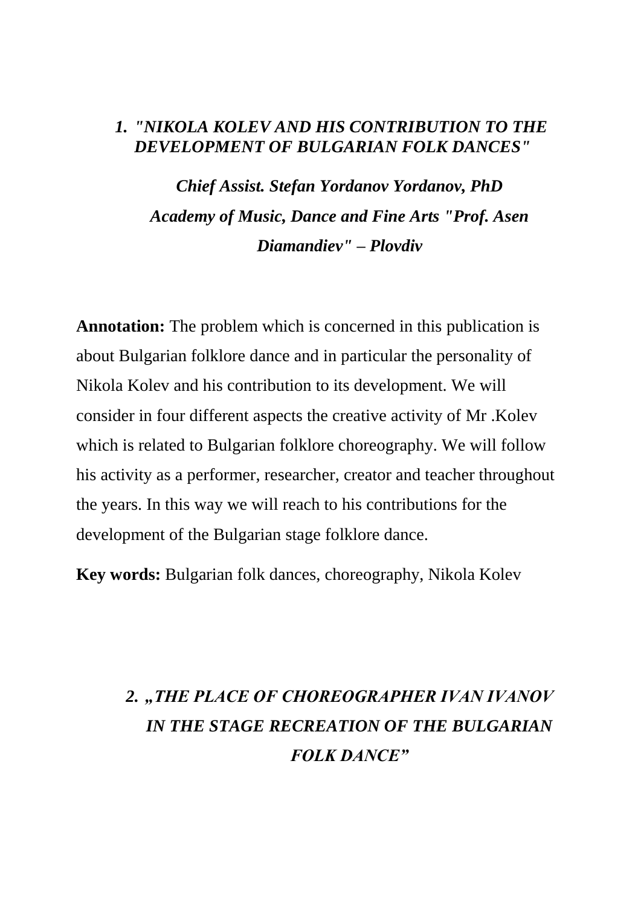## *1. "NIKOLA KOLEV AND HIS CONTRIBUTION TO THE DEVELOPMENT OF BULGARIAN FOLK DANCES"*

***Chief Assist. Stefan Yordanov Yordanov, PhD***

***Academy of Music, Dance and Fine Arts "Prof. Asen Diamandiev" – Plovdiv***

**Annotation:** The problem which is concerned in this publication is about Bulgarian folklore dance and in particular the personality of Nikola Kolev and his contribution to its development. We will consider in four different aspects the creative activity of Mr .Kolev which is related to Bulgarian folklore choreography. We will follow his activity as a performer, researcher, creator and teacher throughout the years. In this way we will reach to his contributions for the development of the Bulgarian stage folklore dance.

**Key words:** Bulgarian folk dances, choreography, Nikola Kolev

## *2. „THE PLACE OF CHOREOGRAPHER IVAN IVANOV IN THE STAGE RECREATION OF THE BULGARIAN FOLK DANCE"*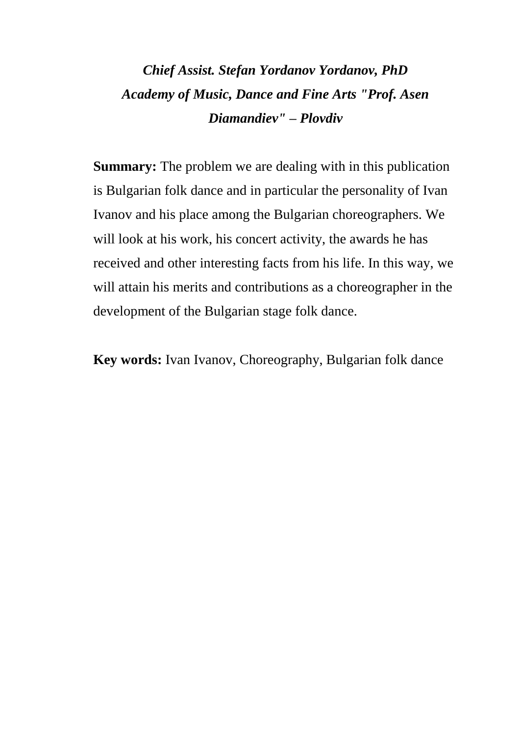***Chief Assist. Stefan Yordanov Yordanov, PhD***
***Academy of Music, Dance and Fine Arts "Prof. Asen Diamandiev" – Plovdiv***

**Summary:** The problem we are dealing with in this publication is Bulgarian folk dance and in particular the personality of Ivan Ivanov and his place among the Bulgarian choreographers. We will look at his work, his concert activity, the awards he has received and other interesting facts from his life. In this way, we will attain his merits and contributions as a choreographer in the development of the Bulgarian stage folk dance.

**Key words:** Ivan Ivanov, Choreography, Bulgarian folk dance